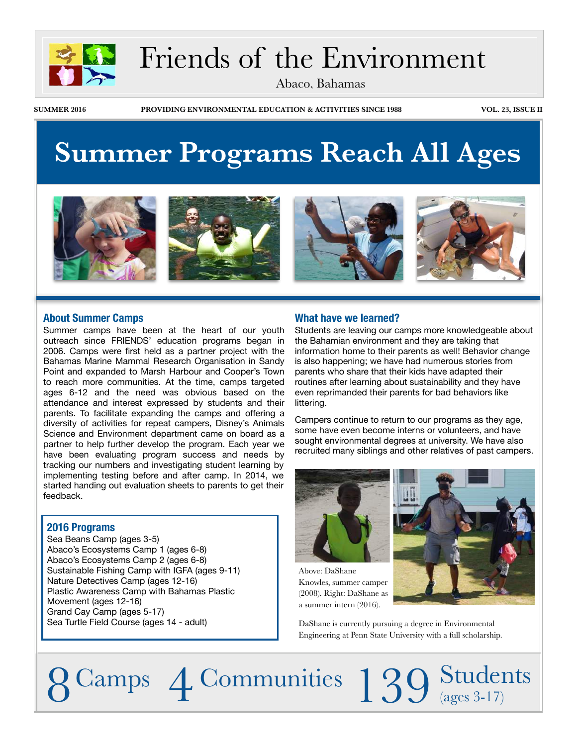# Friends of the Environment

Abaco, Bahamas

SUMMER 2016 — PROVIDING ENVIRONMENTAL EDUCATION & ACTIVITIES SINCE 1988 — VOL. 23, ISSUE II

# Summer Programs Reach All Ages

## About Summer Camps

Summer camps have been at the heart of our youth outreach since FRIENDS' education programs began in 2006. Camps were first held as a partner project with the Bahamas Marine Mammal Research Organisation in Sandy Point and expanded to Marsh Harbour and Cooper's Town to reach more communities. At the time, camps targeted ages 6-12 and the need was obvious based on the attendance and interest expressed by students and their parents. To facilitate expanding the camps and offering a diversity of activities for repeat campers, Disney's Animals Science and Environment department came on board as a partner to help further develop the program. Each year we have been evaluating program success and needs by tracking our numbers and investigating student learning by implementing testing before and after camp. In 2014, we started handing out evaluation sheets to parents to get their feedback.

### 2016 Programs

- Sea Beans Camp (ages 3-5)
- Abaco's Ecosystems Camp 1 (ages 6-8)
- Abaco's Ecosystems Camp 2 (ages 6-8)
- Sustainable Fishing Camp with IGFA (ages 9-11)
- Nature Detectives Camp (ages 12-16)
- Plastic Awareness Camp with Bahamas Plastic Movement (ages 12-16)
- Grand Cay Camp (ages 5-17)
- Sea Turtle Field Course (ages 14 - adult)

## What have we learned?

Students are leaving our camps more knowledgeable about the Bahamian environment and they are taking that information home to their parents as well! Behavior change is also happening; we have had numerous stories from parents who share that their kids have adapted their routines after learning about sustainability and they have even reprimanded their parents for bad behaviors like littering.

Campers continue to return to our programs as they age, some have even become interns or volunteers, and have sought environmental degrees at university. We have also recruited many siblings and other relatives of past campers.

Above: DaShane Knowles, summer camper (2008). Right: DaShane as a summer intern (2016).

DaShane is currently pursuing a degree in Environmental Engineering at Penn State University with a full scholarship.

**8** Camps **4** Communities **139** Students (ages 3-17)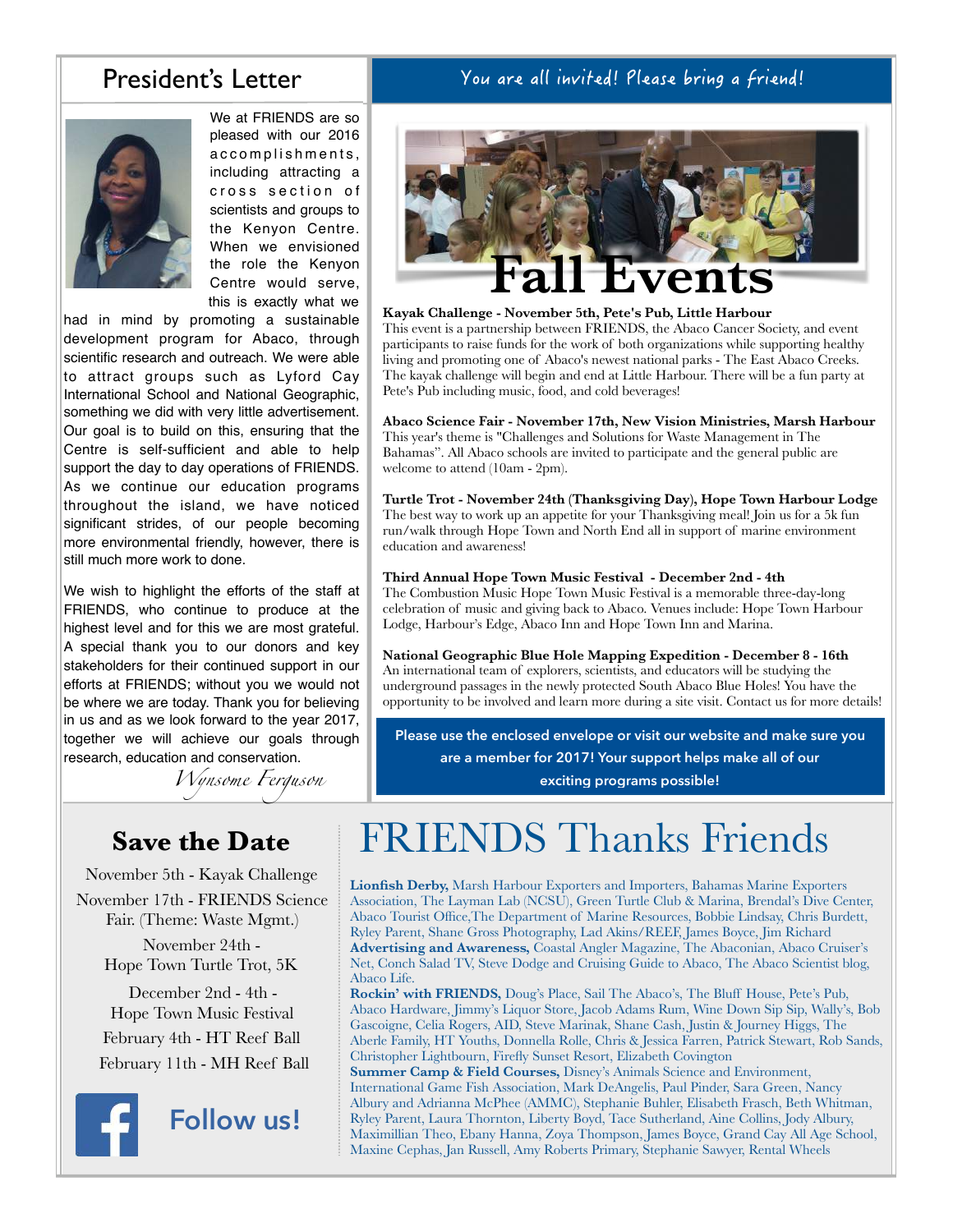## President's Letter

We at FRIENDS are so pleased with our 2016 accomplishments, including attracting a cross section of scientists and groups to the Kenyon Centre. When we envisioned the role the Kenyon Centre would serve, this is exactly what we had in mind by promoting a sustainable development program for Abaco, through scientific research and outreach. We were able to attract groups such as Lyford Cay International School and National Geographic, something we did with very little advertisement. Our goal is to build on this, ensuring that the Centre is self-sufficient and able to help support the day to day operations of FRIENDS. As we continue our education programs throughout the island, we have noticed significant strides, of our people becoming more environmental friendly, however, there is still much more work to done.

We wish to highlight the efforts of the staff at FRIENDS, who continue to produce at the highest level and for this we are most grateful. A special thank you to our donors and key stakeholders for their continued support in our efforts at FRIENDS; without you we would not be where we are today. Thank you for believing in us and as we look forward to the year 2017, together we will achieve our goals through research, education and conservation.

*Wynsome Ferguson*

## You are all invited! Please bring a friend!

# Fall Events

**Kayak Challenge - November 5th, Pete's Pub, Little Harbour**
This event is a partnership between FRIENDS, the Abaco Cancer Society, and event participants to raise funds for the work of both organizations while supporting healthy living and promoting one of Abaco's newest national parks - The East Abaco Creeks. The kayak challenge will begin and end at Little Harbour. There will be a fun party at Pete's Pub including music, food, and cold beverages!

**Abaco Science Fair - November 17th, New Vision Ministries, Marsh Harbour**
This year's theme is "Challenges and Solutions for Waste Management in The Bahamas". All Abaco schools are invited to participate and the general public are welcome to attend (10am - 2pm).

**Turtle Trot - November 24th (Thanksgiving Day), Hope Town Harbour Lodge**
The best way to work up an appetite for your Thanksgiving meal! Join us for a 5k fun run/walk through Hope Town and North End all in support of marine environment education and awareness!

**Third Annual Hope Town Music Festival - December 2nd - 4th**
The Combustion Music Hope Town Music Festival is a memorable three-day-long celebration of music and giving back to Abaco. Venues include: Hope Town Harbour Lodge, Harbour's Edge, Abaco Inn and Hope Town Inn and Marina.

**National Geographic Blue Hole Mapping Expedition - December 8 - 16th**
An international team of explorers, scientists, and educators will be studying the underground passages in the newly protected South Abaco Blue Holes! You have the opportunity to be involved and learn more during a site visit. Contact us for more details!

**Please use the enclosed envelope or visit our website and make sure you are a member for 2017! Your support helps make all of our exciting programs possible!**

## Save the Date

November 5th - Kayak Challenge

November 17th - FRIENDS Science Fair. (Theme: Waste Mgmt.)

November 24th - Hope Town Turtle Trot, 5K

December 2nd - 4th - Hope Town Music Festival

February 4th - HT Reef Ball

February 11th - MH Reef Ball

Follow us!

# FRIENDS Thanks Friends

**Lionfish Derby,** Marsh Harbour Exporters and Importers, Bahamas Marine Exporters Association, The Layman Lab (NCSU), Green Turtle Club & Marina, Brendal's Dive Center, Abaco Tourist Office,The Department of Marine Resources, Bobbie Lindsay, Chris Burdett, Ryley Parent, Shane Gross Photography, Lad Akins/REEF, James Boyce, Jim Richard
**Advertising and Awareness,** Coastal Angler Magazine, The Abaconian, Abaco Cruiser's Net, Conch Salad TV, Steve Dodge and Cruising Guide to Abaco, The Abaco Scientist blog, Abaco Life.
**Rockin' with FRIENDS,** Doug's Place, Sail The Abaco's, The Bluff House, Pete's Pub, Abaco Hardware, Jimmy's Liquor Store, Jacob Adams Rum, Wine Down Sip Sip, Wally's, Bob Gascoigne, Celia Rogers, AID, Steve Marinak, Shane Cash, Justin & Journey Higgs, The Aberle Family, HT Youths, Donnella Rolle, Chris & Jessica Farren, Patrick Stewart, Rob Sands, Christopher Lightbourn, Firefly Sunset Resort, Elizabeth Covington
**Summer Camp & Field Courses,** Disney's Animals Science and Environment, International Game Fish Association, Mark DeAngelis, Paul Pinder, Sara Green, Nancy Albury and Adrianna McPhee (AMMC), Stephanie Buhler, Elisabeth Frasch, Beth Whitman, Ryley Parent, Laura Thornton, Liberty Boyd, Tace Sutherland, Aine Collins, Jody Albury, Maximillian Theo, Ebany Hanna, Zoya Thompson, James Boyce, Grand Cay All Age School, Maxine Cephas, Jan Russell, Amy Roberts Primary, Stephanie Sawyer, Rental Wheels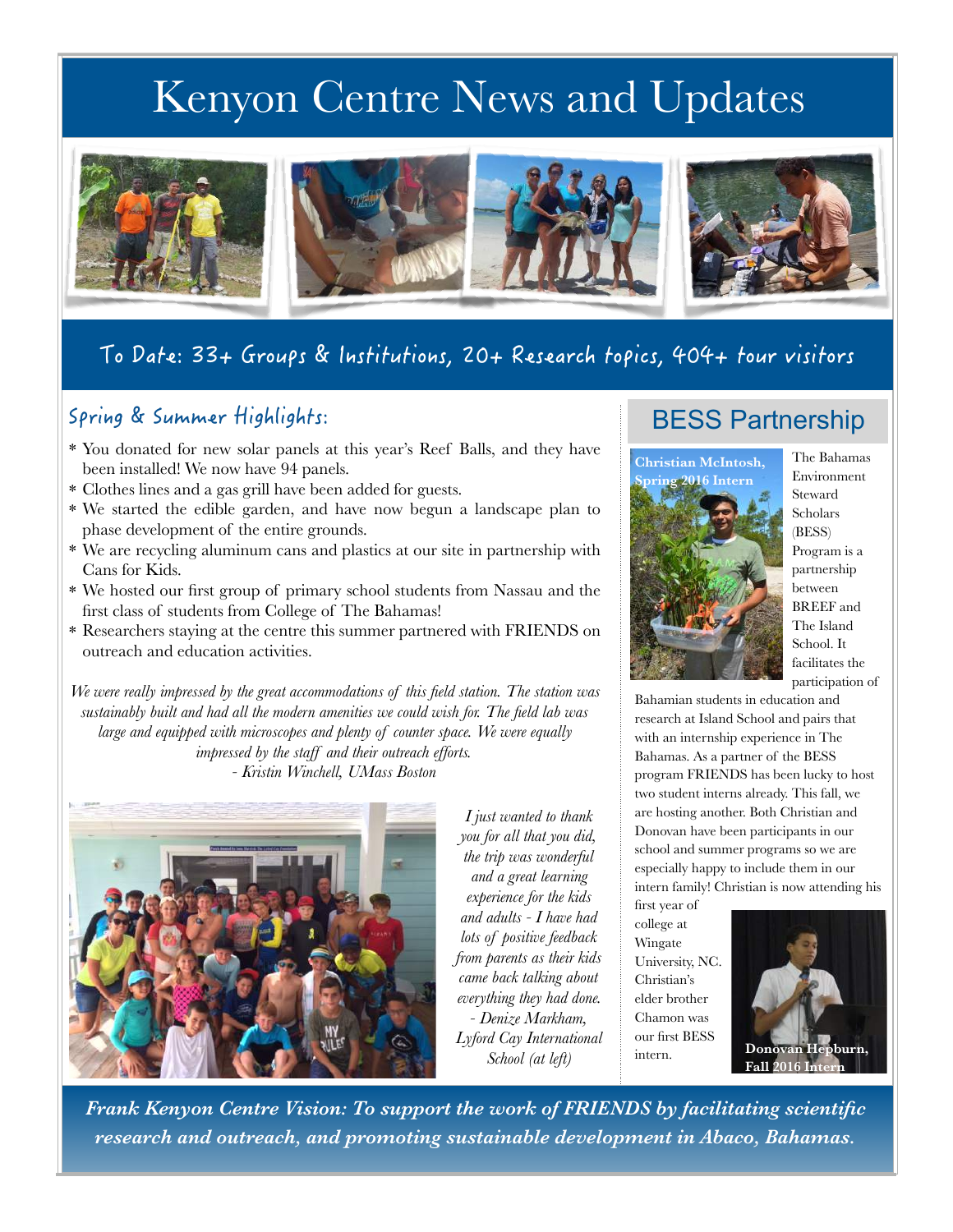# Kenyon Centre News and Updates

## To Date: 33+ Groups & Institutions, 20+ Research topics, 404+ tour visitors

### Spring & Summer Highlights:

* You donated for new solar panels at this year's Reef Balls, and they have been installed! We now have 94 panels.
* Clothes lines and a gas grill have been added for guests.
* We started the edible garden, and have now begun a landscape plan to phase development of the entire grounds.
* We are recycling aluminum cans and plastics at our site in partnership with Cans for Kids.
* We hosted our first group of primary school students from Nassau and the first class of students from College of The Bahamas!
* Researchers staying at the centre this summer partnered with FRIENDS on outreach and education activities.

*We were really impressed by the great accommodations of this field station. The station was sustainably built and had all the modern amenities we could wish for. The field lab was large and equipped with microscopes and plenty of counter space. We were equally impressed by the staff and their outreach efforts.*
*- Kristin Winchell, UMass Boston*

*I just wanted to thank you for all that you did, the trip was wonderful and a great learning experience for the kids and adults - I have had lots of positive feedback from parents as their kids came back talking about everything they had done.*
*- Denize Markham, Lyford Cay International School (at left)*

## BESS Partnership

**Christian McIntosh, Spring 2016 Intern**

The Bahamas Environment Steward Scholars (BESS) Program is a partnership between BREEF and The Island School. It facilitates the participation of Bahamian students in education and research at Island School and pairs that with an internship experience in The Bahamas. As a partner of the BESS program FRIENDS has been lucky to host two student interns already. This fall, we are hosting another. Both Christian and Donovan have been participants in our school and summer programs so we are especially happy to include them in our intern family! Christian is now attending his first year of college at Wingate University, NC. Christian's elder brother Chamon was our first BESS intern.

**Donovan Hepburn, Fall 2016 Intern**

***Frank Kenyon Centre Vision: To support the work of FRIENDS by facilitating scientific research and outreach, and promoting sustainable development in Abaco, Bahamas.***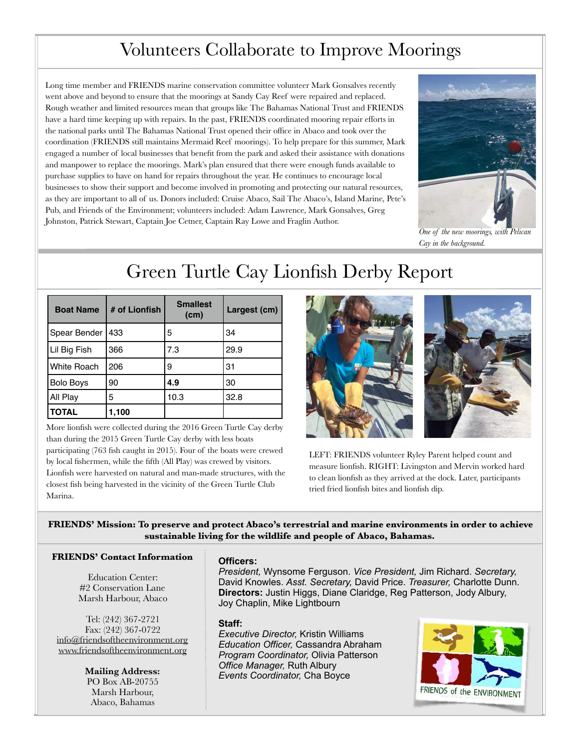# Volunteers Collaborate to Improve Moorings

Long time member and FRIENDS marine conservation committee volunteer Mark Gonsalves recently went above and beyond to ensure that the moorings at Sandy Cay Reef were repaired and replaced. Rough weather and limited resources mean that groups like The Bahamas National Trust and FRIENDS have a hard time keeping up with repairs. In the past, FRIENDS coordinated mooring repair efforts in the national parks until The Bahamas National Trust opened their office in Abaco and took over the coordination (FRIENDS still maintains Mermaid Reef moorings). To help prepare for this summer, Mark engaged a number of local businesses that benefit from the park and asked their assistance with donations and manpower to replace the moorings. Mark's plan ensured that there were enough funds available to purchase supplies to have on hand for repairs throughout the year. He continues to encourage local businesses to show their support and become involved in promoting and protecting our natural resources, as they are important to all of us. Donors included: Cruise Abaco, Sail The Abaco's, Island Marine, Pete's Pub, and Friends of the Environment; volunteers included: Adam Lawrence, Mark Gonsalves, Greg Johnston, Patrick Stewart, Captain Joe Cetner, Captain Ray Lowe and Fraglin Author.

*One of the new moorings, with Pelican Cay in the background.*

# Green Turtle Cay Lionfish Derby Report

| Boat Name | # of Lionfish | Smallest (cm) | Largest (cm) |
|---|---|---|---|
| Spear Bender | 433 | 5 | 34 |
| Lil Big Fish | 366 | 7.3 | 29.9 |
| White Roach | 206 | 9 | 31 |
| Bolo Boys | 90 | **4.9** | 30 |
| All Play | 5 | 10.3 | 32.8 |
| **TOTAL** | **1,100** | | |

More lionfish were collected during the 2016 Green Turtle Cay derby than during the 2015 Green Turtle Cay derby with less boats participating (763 fish caught in 2015). Four of the boats were crewed by local fishermen, while the fifth (All Play) was crewed by visitors. Lionfish were harvested on natural and man-made structures, with the closest fish being harvested in the vicinity of the Green Turtle Club Marina.

LEFT: FRIENDS volunteer Ryley Parent helped count and measure lionfish. RIGHT: Livingston and Mervin worked hard to clean lionfish as they arrived at the dock. Later, participants tried fried lionfish bites and lionfish dip.

**FRIENDS' Mission: To preserve and protect Abaco's terrestrial and marine environments in order to achieve sustainable living for the wildlife and people of Abaco, Bahamas.**

**FRIENDS' Contact Information**

Education Center:
#2 Conservation Lane
Marsh Harbour, Abaco

Tel: (242) 367-2721
Fax: (242) 367-0722
info@friendsoftheenvironment.org
www.friendsoftheenvironment.org

**Mailing Address:**
PO Box AB-20755
Marsh Harbour,
Abaco, Bahamas

**Officers:**
*President,* Wynsome Ferguson. *Vice President,* Jim Richard. *Secretary,* David Knowles. *Asst. Secretary,* David Price. *Treasurer,* Charlotte Dunn.
**Directors:** Justin Higgs, Diane Claridge, Reg Patterson, Jody Albury, Joy Chaplin, Mike Lightbourn

**Staff:**
*Executive Director,* Kristin Williams
*Education Officer,* Cassandra Abraham
*Program Coordinator,* Olivia Patterson
*Office Manager,* Ruth Albury
*Events Coordinator,* Cha Boyce

FRIENDS of the ENVIRONMENT